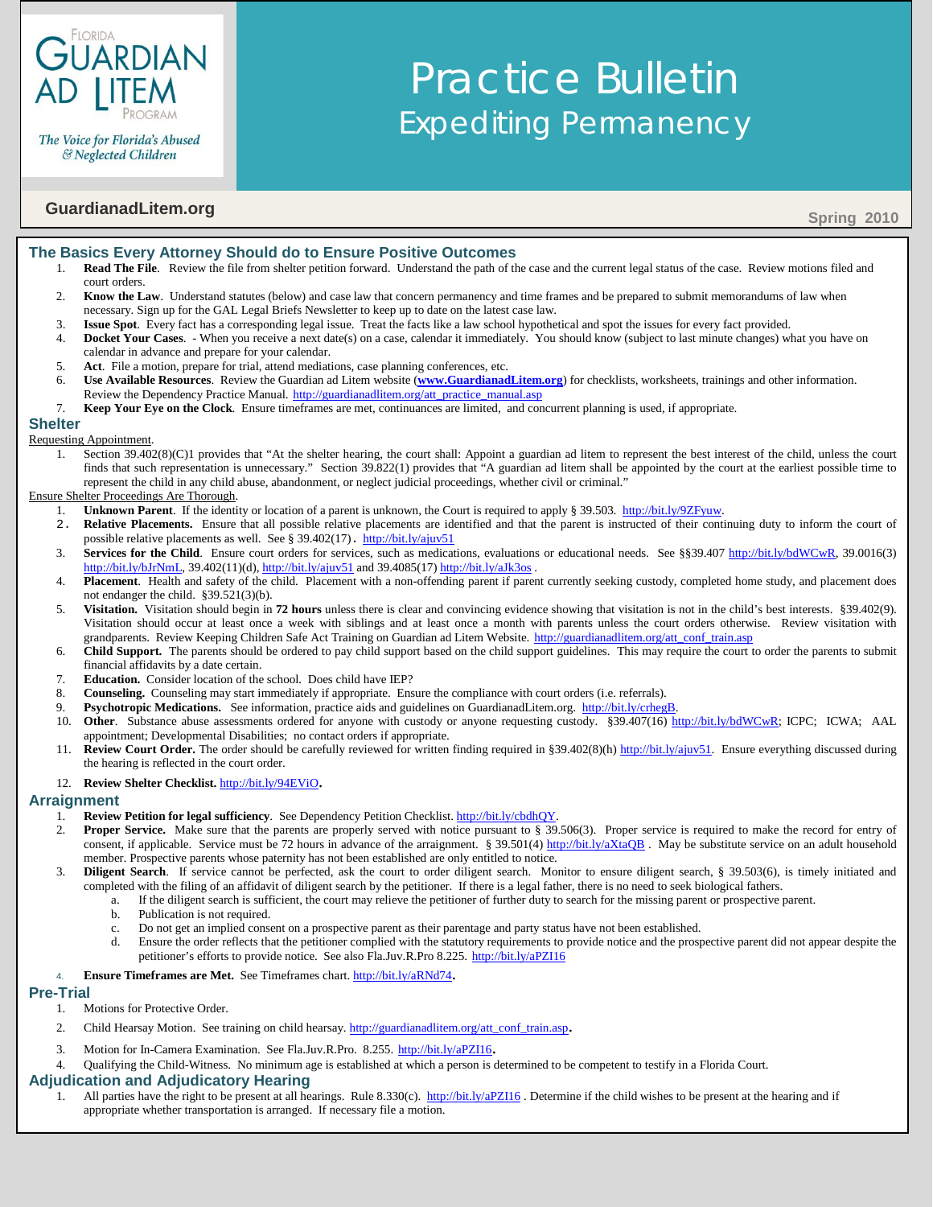Florida Guardian ad Litem Program

*The Voice for Florida's Abused & Neglected Children*

# Practice Bulletin
## Expediting Permanency

GuardianadLitem.org

Spring 2010

## The Basics Every Attorney Should do to Ensure Positive Outcomes

1. **Read The File**. Review the file from shelter petition forward. Understand the path of the case and the current legal status of the case. Review motions filed and court orders.
2. **Know the Law**. Understand statutes (below) and case law that concern permanency and time frames and be prepared to submit memorandums of law when necessary. Sign up for the GAL Legal Briefs Newsletter to keep up to date on the latest case law.
3. **Issue Spot**. Every fact has a corresponding legal issue. Treat the facts like a law school hypothetical and spot the issues for every fact provided.
4. **Docket Your Cases**. - When you receive a next date(s) on a case, calendar it immediately. You should know (subject to last minute changes) what you have on calendar in advance and prepare for your calendar.
5. **Act**. File a motion, prepare for trial, attend mediations, case planning conferences, etc.
6. **Use Available Resources**. Review the Guardian ad Litem website (**www.GuardianadLitem.org**) for checklists, worksheets, trainings and other information. Review the Dependency Practice Manual. http://guardianadlitem.org/att_practice_manual.asp
7. **Keep Your Eye on the Clock**. Ensure timeframes are met, continuances are limited, and concurrent planning is used, if appropriate.

## Shelter

Requesting Appointment.

1. Section 39.402(8)(C)1 provides that "At the shelter hearing, the court shall: Appoint a guardian ad litem to represent the best interest of the child, unless the court finds that such representation is unnecessary." Section 39.822(1) provides that "A guardian ad litem shall be appointed by the court at the earliest possible time to represent the child in any child abuse, abandonment, or neglect judicial proceedings, whether civil or criminal."

Ensure Shelter Proceedings Are Thorough.

1. **Unknown Parent**. If the identity or location of a parent is unknown, the Court is required to apply § 39.503. http://bit.ly/9ZFyuw.
2. **Relative Placements.** Ensure that all possible relative placements are identified and that the parent is instructed of their continuing duty to inform the court of possible relative placements as well. See § 39.402(17). http://bit.ly/ajuv51
3. **Services for the Child**. Ensure court orders for services, such as medications, evaluations or educational needs. See §§39.407 http://bit.ly/bdWCwR, 39.0016(3) http://bit.ly/bJrNmL, 39.402(11)(d), http://bit.ly/ajuv51 and 39.4085(17) http://bit.ly/aJk3os .
4. **Placement**. Health and safety of the child. Placement with a non-offending parent if parent currently seeking custody, completed home study, and placement does not endanger the child. §39.521(3)(b).
5. **Visitation.** Visitation should begin in **72 hours** unless there is clear and convincing evidence showing that visitation is not in the child's best interests. §39.402(9). Visitation should occur at least once a week with siblings and at least once a month with parents unless the court orders otherwise. Review visitation with grandparents. Review Keeping Children Safe Act Training on Guardian ad Litem Website. http://guardianadlitem.org/att_conf_train.asp
6. **Child Support.** The parents should be ordered to pay child support based on the child support guidelines. This may require the court to order the parents to submit financial affidavits by a date certain.
7. **Education.** Consider location of the school. Does child have IEP?
8. **Counseling.** Counseling may start immediately if appropriate. Ensure the compliance with court orders (i.e. referrals).
9. **Psychotropic Medications.** See information, practice aids and guidelines on GuardianadLitem.org. http://bit.ly/crhegB.
10. **Other**. Substance abuse assessments ordered for anyone with custody or anyone requesting custody. §39.407(16) http://bit.ly/bdWCwR; ICPC; ICWA; AAL appointment; Developmental Disabilities; no contact orders if appropriate.
11. **Review Court Order.** The order should be carefully reviewed for written finding required in §39.402(8)(h) http://bit.ly/ajuv51. Ensure everything discussed during the hearing is reflected in the court order.
12. **Review Shelter Checklist.** http://bit.ly/94EViO.

## Arraignment

1. **Review Petition for legal sufficiency**. See Dependency Petition Checklist. http://bit.ly/cbdhQY.
2. **Proper Service.** Make sure that the parents are properly served with notice pursuant to § 39.506(3). Proper service is required to make the record for entry of consent, if applicable. Service must be 72 hours in advance of the arraignment. § 39.501(4) http://bit.ly/aXtaQB . May be substitute service on an adult household member. Prospective parents whose paternity has not been established are only entitled to notice.
3. **Diligent Search**. If service cannot be perfected, ask the court to order diligent search. Monitor to ensure diligent search, § 39.503(6), is timely initiated and completed with the filing of an affidavit of diligent search by the petitioner. If there is a legal father, there is no need to seek biological fathers.
   a. If the diligent search is sufficient, the court may relieve the petitioner of further duty to search for the missing parent or prospective parent.
   b. Publication is not required.
   c. Do not get an implied consent on a prospective parent as their parentage and party status have not been established.
   d. Ensure the order reflects that the petitioner complied with the statutory requirements to provide notice and the prospective parent did not appear despite the petitioner's efforts to provide notice. See also Fla.Juv.R.Pro 8.225. http://bit.ly/aPZI16
4. **Ensure Timeframes are Met.** See Timeframes chart. http://bit.ly/aRNd74.

## Pre-Trial

1. Motions for Protective Order.
2. Child Hearsay Motion. See training on child hearsay. http://guardianadlitem.org/att_conf_train.asp.
3. Motion for In-Camera Examination. See Fla.Juv.R.Pro. 8.255. http://bit.ly/aPZI16.
4. Qualifying the Child-Witness. No minimum age is established at which a person is determined to be competent to testify in a Florida Court.

## Adjudication and Adjudicatory Hearing

1. All parties have the right to be present at all hearings. Rule 8.330(c). http://bit.ly/aPZI16 . Determine if the child wishes to be present at the hearing and if appropriate whether transportation is arranged. If necessary file a motion.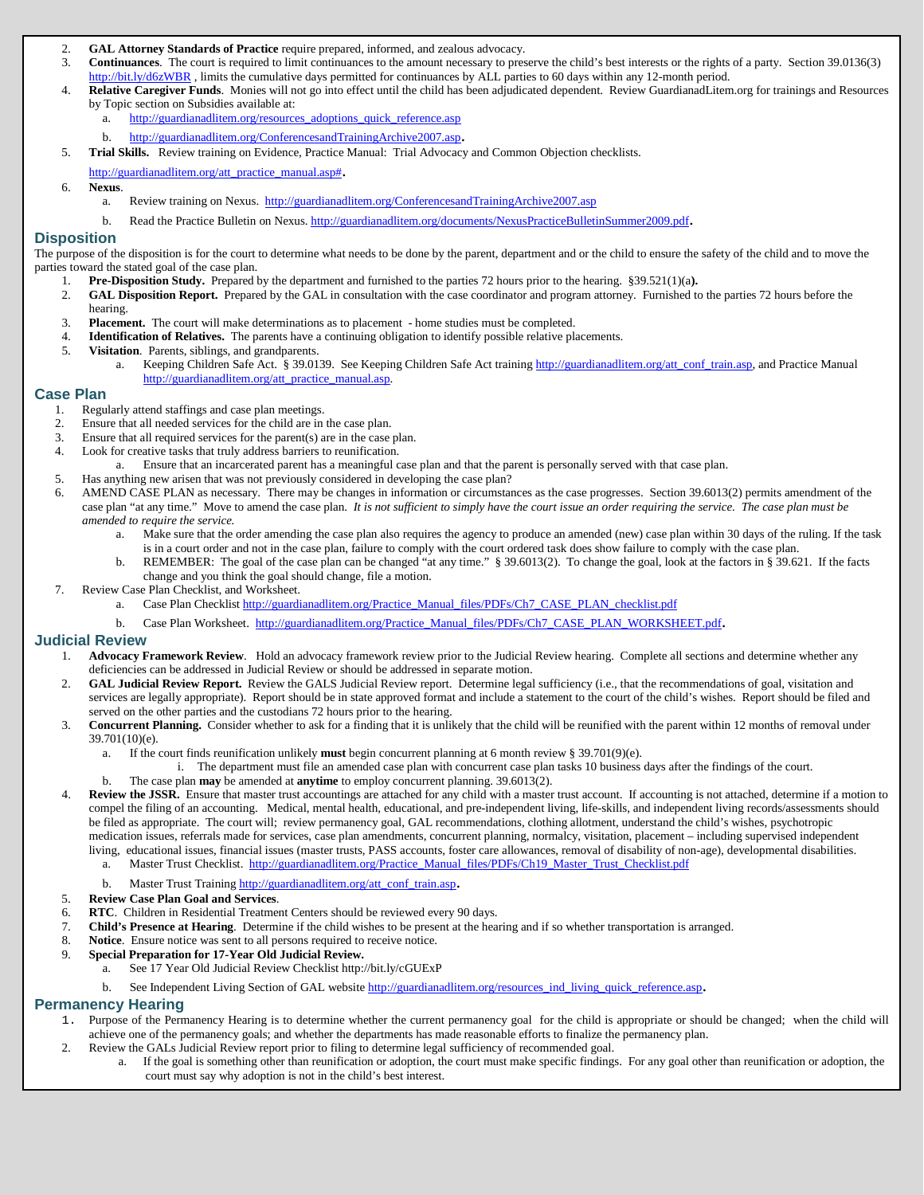2. **GAL Attorney Standards of Practice** require prepared, informed, and zealous advocacy.
3. **Continuances**. The court is required to limit continuances to the amount necessary to preserve the child's best interests or the rights of a party. Section 39.0136(3) http://bit.ly/d6zWBR , limits the cumulative days permitted for continuances by ALL parties to 60 days within any 12-month period.
4. **Relative Caregiver Funds**. Monies will not go into effect until the child has been adjudicated dependent. Review GuardianadLitem.org for trainings and Resources by Topic section on Subsidies available at:
   a. http://guardianadlitem.org/resources_adoptions_quick_reference.asp
   b. http://guardianadlitem.org/ConferencesandTrainingArchive2007.asp.
5. **Trial Skills.** Review training on Evidence, Practice Manual: Trial Advocacy and Common Objection checklists.

   http://guardianadlitem.org/att_practice_manual.asp#.
6. **Nexus**.
   a. Review training on Nexus. http://guardianadlitem.org/ConferencesandTrainingArchive2007.asp
   b. Read the Practice Bulletin on Nexus. http://guardianadlitem.org/documents/NexusPracticeBulletinSummer2009.pdf.

## Disposition

The purpose of the disposition is for the court to determine what needs to be done by the parent, department and or the child to ensure the safety of the child and to move the parties toward the stated goal of the case plan.

1. **Pre-Disposition Study.** Prepared by the department and furnished to the parties 72 hours prior to the hearing. §39.521(1)(a**).**
2. **GAL Disposition Report.** Prepared by the GAL in consultation with the case coordinator and program attorney. Furnished to the parties 72 hours before the hearing.
3. **Placement.** The court will make determinations as to placement - home studies must be completed.
4. **Identification of Relatives.** The parents have a continuing obligation to identify possible relative placements.
5. **Visitation**. Parents, siblings, and grandparents.
   a. Keeping Children Safe Act. § 39.0139. See Keeping Children Safe Act training http://guardianadlitem.org/att_conf_train.asp, and Practice Manual http://guardianadlitem.org/att_practice_manual.asp.

## Case Plan

1. Regularly attend staffings and case plan meetings.
2. Ensure that all needed services for the child are in the case plan.
3. Ensure that all required services for the parent(s) are in the case plan.
4. Look for creative tasks that truly address barriers to reunification.
   a. Ensure that an incarcerated parent has a meaningful case plan and that the parent is personally served with that case plan.
5. Has anything new arisen that was not previously considered in developing the case plan?
6. AMEND CASE PLAN as necessary. There may be changes in information or circumstances as the case progresses. Section 39.6013(2) permits amendment of the case plan "at any time." Move to amend the case plan. *It is not sufficient to simply have the court issue an order requiring the service. The case plan must be amended to require the service.*
   a. Make sure that the order amending the case plan also requires the agency to produce an amended (new) case plan within 30 days of the ruling. If the task is in a court order and not in the case plan, failure to comply with the court ordered task does show failure to comply with the case plan.
   b. REMEMBER: The goal of the case plan can be changed "at any time." § 39.6013(2). To change the goal, look at the factors in § 39.621. If the facts change and you think the goal should change, file a motion.
7. Review Case Plan Checklist, and Worksheet.
   a. Case Plan Checklist http://guardianadlitem.org/Practice_Manual_files/PDFs/Ch7_CASE_PLAN_checklist.pdf
   b. Case Plan Worksheet. http://guardianadlitem.org/Practice_Manual_files/PDFs/Ch7_CASE_PLAN_WORKSHEET.pdf.

## Judicial Review

1. **Advocacy Framework Review**. Hold an advocacy framework review prior to the Judicial Review hearing. Complete all sections and determine whether any deficiencies can be addressed in Judicial Review or should be addressed in separate motion.
2. **GAL Judicial Review Report.** Review the GALS Judicial Review report. Determine legal sufficiency (i.e., that the recommendations of goal, visitation and services are legally appropriate). Report should be in state approved format and include a statement to the court of the child's wishes. Report should be filed and served on the other parties and the custodians 72 hours prior to the hearing.
3. **Concurrent Planning.** Consider whether to ask for a finding that it is unlikely that the child will be reunified with the parent within 12 months of removal under 39.701(10)(e).
   a. If the court finds reunification unlikely **must** begin concurrent planning at 6 month review § 39.701(9)(e).
      i. The department must file an amended case plan with concurrent case plan tasks 10 business days after the findings of the court.
   b. The case plan **may** be amended at **anytime** to employ concurrent planning. 39.6013(2).
4. **Review the JSSR.** Ensure that master trust accountings are attached for any child with a master trust account. If accounting is not attached, determine if a motion to compel the filing of an accounting. Medical, mental health, educational, and pre-independent living, life-skills, and independent living records/assessments should be filed as appropriate. The court will; review permanency goal, GAL recommendations, clothing allotment, understand the child's wishes, psychotropic medication issues, referrals made for services, case plan amendments, concurrent planning, normalcy, visitation, placement – including supervised independent living, educational issues, financial issues (master trusts, PASS accounts, foster care allowances, removal of disability of non-age), developmental disabilities.
   a. Master Trust Checklist. http://guardianadlitem.org/Practice_Manual_files/PDFs/Ch19_Master_Trust_Checklist.pdf
   b. Master Trust Training http://guardianadlitem.org/att_conf_train.asp.
5. **Review Case Plan Goal and Services**.
6. **RTC**. Children in Residential Treatment Centers should be reviewed every 90 days.
7. **Child's Presence at Hearing**. Determine if the child wishes to be present at the hearing and if so whether transportation is arranged.
8. **Notice**. Ensure notice was sent to all persons required to receive notice.
9. **Special Preparation for 17-Year Old Judicial Review.**
   a. See 17 Year Old Judicial Review Checklist http://bit.ly/cGUExP
   b. See Independent Living Section of GAL website http://guardianadlitem.org/resources_ind_living_quick_reference.asp.

## Permanency Hearing

1. Purpose of the Permanency Hearing is to determine whether the current permanency goal for the child is appropriate or should be changed; when the child will achieve one of the permanency goals; and whether the departments has made reasonable efforts to finalize the permanency plan.
2. Review the GALs Judicial Review report prior to filing to determine legal sufficiency of recommended goal.
   a. If the goal is something other than reunification or adoption, the court must make specific findings. For any goal other than reunification or adoption, the court must say why adoption is not in the child's best interest.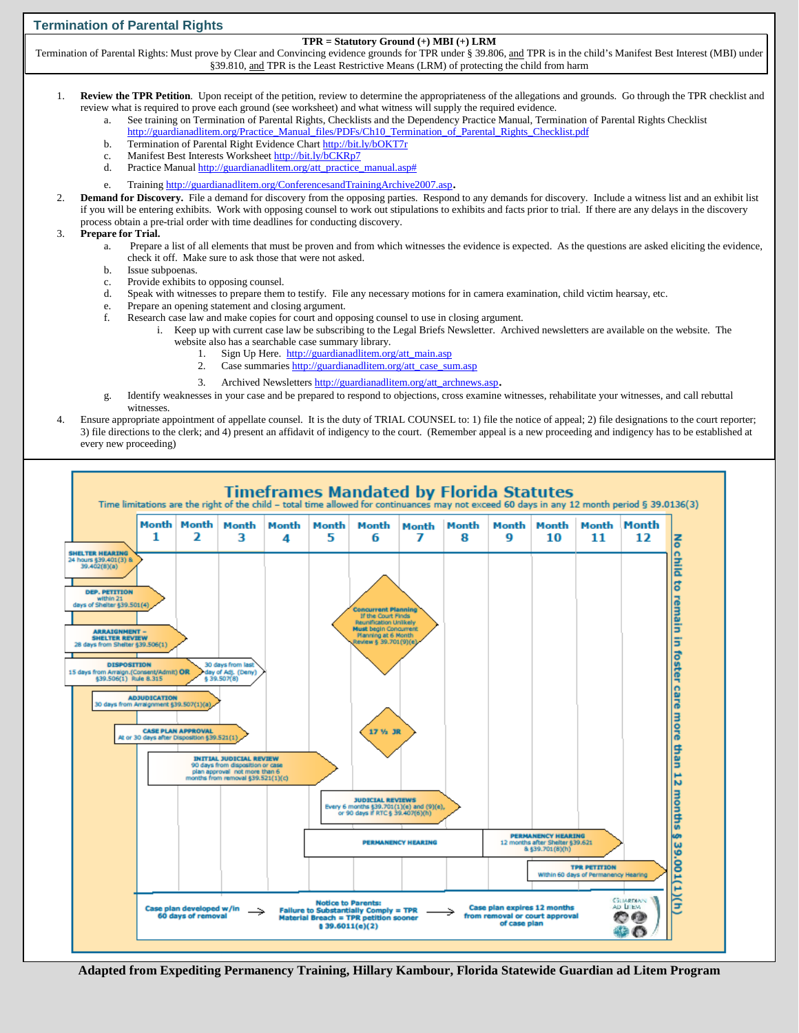## Termination of Parental Rights

**TPR = Statutory Ground (+) MBI (+) LRM**

Termination of Parental Rights: Must prove by Clear and Convincing evidence grounds for TPR under § 39.806, and TPR is in the child's Manifest Best Interest (MBI) under §39.810, and TPR is the Least Restrictive Means (LRM) of protecting the child from harm

1. **Review the TPR Petition**. Upon receipt of the petition, review to determine the appropriateness of the allegations and grounds. Go through the TPR checklist and review what is required to prove each ground (see worksheet) and what witness will supply the required evidence.
   a. See training on Termination of Parental Rights, Checklists and the Dependency Practice Manual, Termination of Parental Rights Checklist http://guardianadlitem.org/Practice_Manual_files/PDFs/Ch10_Termination_of_Parental_Rights_Checklist.pdf
   b. Termination of Parental Right Evidence Chart http://bit.ly/bOKT7r
   c. Manifest Best Interests Worksheet http://bit.ly/bCKRp7
   d. Practice Manual http://guardianadlitem.org/att_practice_manual.asp#
   e. Training http://guardianadlitem.org/ConferencesandTrainingArchive2007.asp.
2. **Demand for Discovery.** File a demand for discovery from the opposing parties. Respond to any demands for discovery. Include a witness list and an exhibit list if you will be entering exhibits. Work with opposing counsel to work out stipulations to exhibits and facts prior to trial. If there are any delays in the discovery process obtain a pre-trial order with time deadlines for conducting discovery.
3. **Prepare for Trial.**
   a. Prepare a list of all elements that must be proven and from which witnesses the evidence is expected. As the questions are asked eliciting the evidence, check it off. Make sure to ask those that were not asked.
   b. Issue subpoenas.
   c. Provide exhibits to opposing counsel.
   d. Speak with witnesses to prepare them to testify. File any necessary motions for in camera examination, child victim hearsay, etc.
   e. Prepare an opening statement and closing argument.
   f. Research case law and make copies for court and opposing counsel to use in closing argument.
      i. Keep up with current case law be subscribing to the Legal Briefs Newsletter. Archived newsletters are available on the website. The website also has a searchable case summary library.
         1. Sign Up Here. http://guardianadlitem.org/att_main.asp
         2. Case summaries http://guardianadlitem.org/att_case_sum.asp
         3. Archived Newsletters http://guardianadlitem.org/att_archnews.asp.
   g. Identify weaknesses in your case and be prepared to respond to objections, cross examine witnesses, rehabilitate your witnesses, and call rebuttal witnesses.
4. Ensure appropriate appointment of appellate counsel. It is the duty of TRIAL COUNSEL to: 1) file the notice of appeal; 2) file designations to the court reporter; 3) file directions to the clerk; and 4) present an affidavit of indigency to the court. (Remember appeal is a new proceeding and indigency has to be established at every new proceeding)

**Timeframes Mandated by Florida Statutes**

Time limitations are the right of the child – total time allowed for continuances may not exceed 60 days in any 12 month period § 39.0136(3)

Month 1, Month 2, Month 3, Month 4, Month 5, Month 6, Month 7, Month 8, Month 9, Month 10, Month 11, Month 12

SHELTER HEARING 24 hours §39.401(3) & 39.402(8)(a)

DEP. PETITION within 21 days of Shelter §39.501(4)

ARRAIGNMENT – SHELTER REVIEW 28 days from Shelter §39.506(1)

DISPOSITION 15 days from Arraign.(Consent/Admit) OR §39.506(1) Rule 8.315 | 30 days from last day of Adj. (Deny) § 39.507(8)

ADJUDICATION 30 days from Arraignment §39.507(1)(a)

CASE PLAN APPROVAL At or 30 days after Disposition §39.521(1)

INITIAL JUDICIAL REVIEW 90 days from disposition or case plan approval not more than 6 months from removal §39.521(1)(c)

Concurrent Planning If the Court Finds Reunification Unlikely Must begin Concurrent Planning at 6 Month Review § 39.701(9)(e)

17 ½ JR

JUDICIAL REVIEWS Every 6 months §39.701(1)(e) and (9)(e), or 90 days if RTC § 39.407(6)(h)

PERMANENCY HEARING

PERMANENCY HEARING 12 months after Shelter §39.621 & §39.701(8)(h)

TPR PETITION Within 60 days of Permanency Hearing

No child to remain in foster care more than 12 months § 39.001(1)(h)

Case plan developed w/in 60 days of removal → Notice to Parents: Failure to Substantially Comply = TPR Material Breach = TPR petition sooner § 39.6011(e)(2) → Case plan expires 12 months from removal or court approval of case plan

Guardian ad Litem

**Adapted from Expediting Permanency Training, Hillary Kambour, Florida Statewide Guardian ad Litem Program**